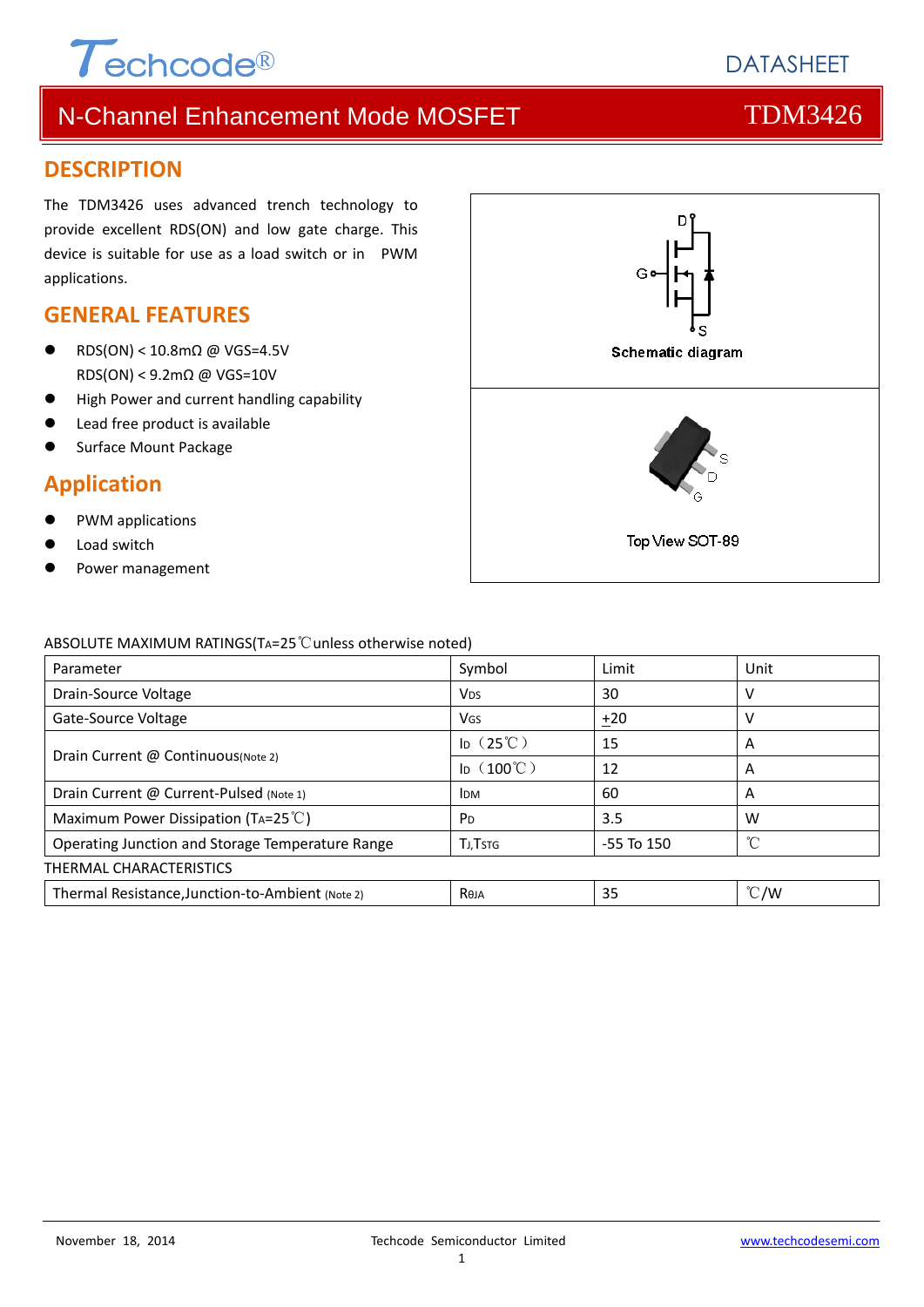DATASHEET

# N-Channel Enhancement Mode MOSFET TDM3426

## DESCRIPTION

The TDM3426 uses advanced trench technology to provide excellent RDS(ON) and low gate charge. This device is suitable for use as a load switch or in PWM applications.

## GENERAL FEATURES

- RDS(ON) < 10.8mΩ @ VGS=4.5V
  RDS(ON) < 9.2mΩ @ VGS=10V
- High Power and current handling capability
- Lead free product is available
- Surface Mount Package

## Application

- PWM applications
- Load switch
- Power management

Schematic diagram

Top View SOT-89

ABSOLUTE MAXIMUM RATINGS($T_A$=25℃unless otherwise noted)

| Parameter | Symbol | Limit | Unit |
|---|---|---|---|
| Drain-Source Voltage | $V_{DS}$ | 30 | V |
| Gate-Source Voltage | $V_{GS}$ | $\pm$20 | V |
| Drain Current @ Continuous(Note 2) | $I_D$（25℃） | 15 | A |
| | $I_D$（100℃） | 12 | A |
| Drain Current @ Current-Pulsed (Note 1) | $I_{DM}$ | 60 | A |
| Maximum Power Dissipation ($T_A$=25℃) | $P_D$ | 3.5 | W |
| Operating Junction and Storage Temperature Range | $T_J$,$T_{STG}$ | -55 To 150 | ℃ |
| THERMAL CHARACTERISTICS | | | |
| Thermal Resistance,Junction-to-Ambient (Note 2) | $R_{\theta JA}$ | 35 | ℃/W |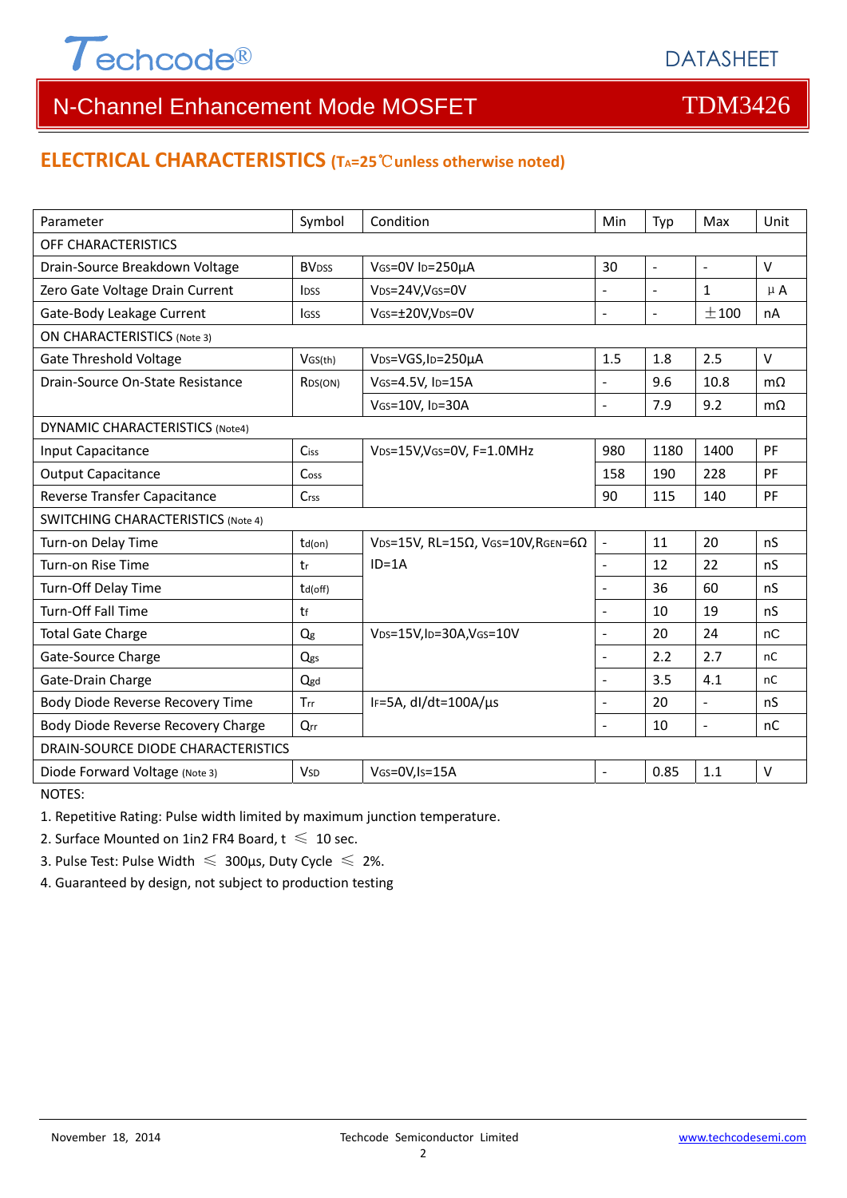## ELECTRICAL CHARACTERISTICS ($T_A$=25℃unless otherwise noted)

| Parameter | Symbol | Condition | Min | Typ | Max | Unit |
|---|---|---|---|---|---|---|
| OFF CHARACTERISTICS | | | | | | |
| Drain-Source Breakdown Voltage | $BV_{DSS}$ | $V_{GS}$=0V $I_D$=250μA | 30 | - | - | V |
| Zero Gate Voltage Drain Current | $I_{DSS}$ | $V_{DS}$=24V,$V_{GS}$=0V | - | - | 1 | μA |
| Gate-Body Leakage Current | $I_{GSS}$ | $V_{GS}$=±20V,$V_{DS}$=0V | - | - | ±100 | nA |
| ON CHARACTERISTICS (Note 3) | | | | | | |
| Gate Threshold Voltage | $V_{GS(th)}$ | $V_{DS}$=VGS,$I_D$=250μA | 1.5 | 1.8 | 2.5 | V |
| Drain-Source On-State Resistance | $R_{DS(ON)}$ | $V_{GS}$=4.5V, $I_D$=15A | - | 9.6 | 10.8 | mΩ |
| | | $V_{GS}$=10V, $I_D$=30A | - | 7.9 | 9.2 | mΩ |
| DYNAMIC CHARACTERISTICS (Note4) | | | | | | |
| Input Capacitance | $C_{iss}$ | $V_{DS}$=15V,$V_{GS}$=0V, F=1.0MHz | 980 | 1180 | 1400 | PF |
| Output Capacitance | $C_{oss}$ | | 158 | 190 | 228 | PF |
| Reverse Transfer Capacitance | $C_{rss}$ | | 90 | 115 | 140 | PF |
| SWITCHING CHARACTERISTICS (Note 4) | | | | | | |
| Turn-on Delay Time | $t_{d(on)}$ | $V_{DS}$=15V, RL=15Ω, $V_{GS}$=10V,$R_{GEN}$=6Ω ID=1A | - | 11 | 20 | nS |
| Turn-on Rise Time | $t_r$ | | - | 12 | 22 | nS |
| Turn-Off Delay Time | $t_{d(off)}$ | | - | 36 | 60 | nS |
| Turn-Off Fall Time | $t_f$ | | - | 10 | 19 | nS |
| Total Gate Charge | $Q_g$ | $V_{DS}$=15V,$I_D$=30A,$V_{GS}$=10V | - | 20 | 24 | nC |
| Gate-Source Charge | $Q_{gs}$ | | - | 2.2 | 2.7 | nC |
| Gate-Drain Charge | $Q_{gd}$ | | - | 3.5 | 4.1 | nC |
| Body Diode Reverse Recovery Time | $T_{rr}$ | $I_F$=5A, dI/dt=100A/μs | - | 20 | - | nS |
| Body Diode Reverse Recovery Charge | $Q_{rr}$ | | - | 10 | - | nC |
| DRAIN-SOURCE DIODE CHARACTERISTICS | | | | | | |
| Diode Forward Voltage (Note 3) | $V_{SD}$ | $V_{GS}$=0V,$I_S$=15A | - | 0.85 | 1.1 | V |

NOTES:

1. Repetitive Rating: Pulse width limited by maximum junction temperature.
2. Surface Mounted on 1in2 FR4 Board, t ≤ 10 sec.
3. Pulse Test: Pulse Width ≤ 300μs, Duty Cycle ≤ 2%.
4. Guaranteed by design, not subject to production testing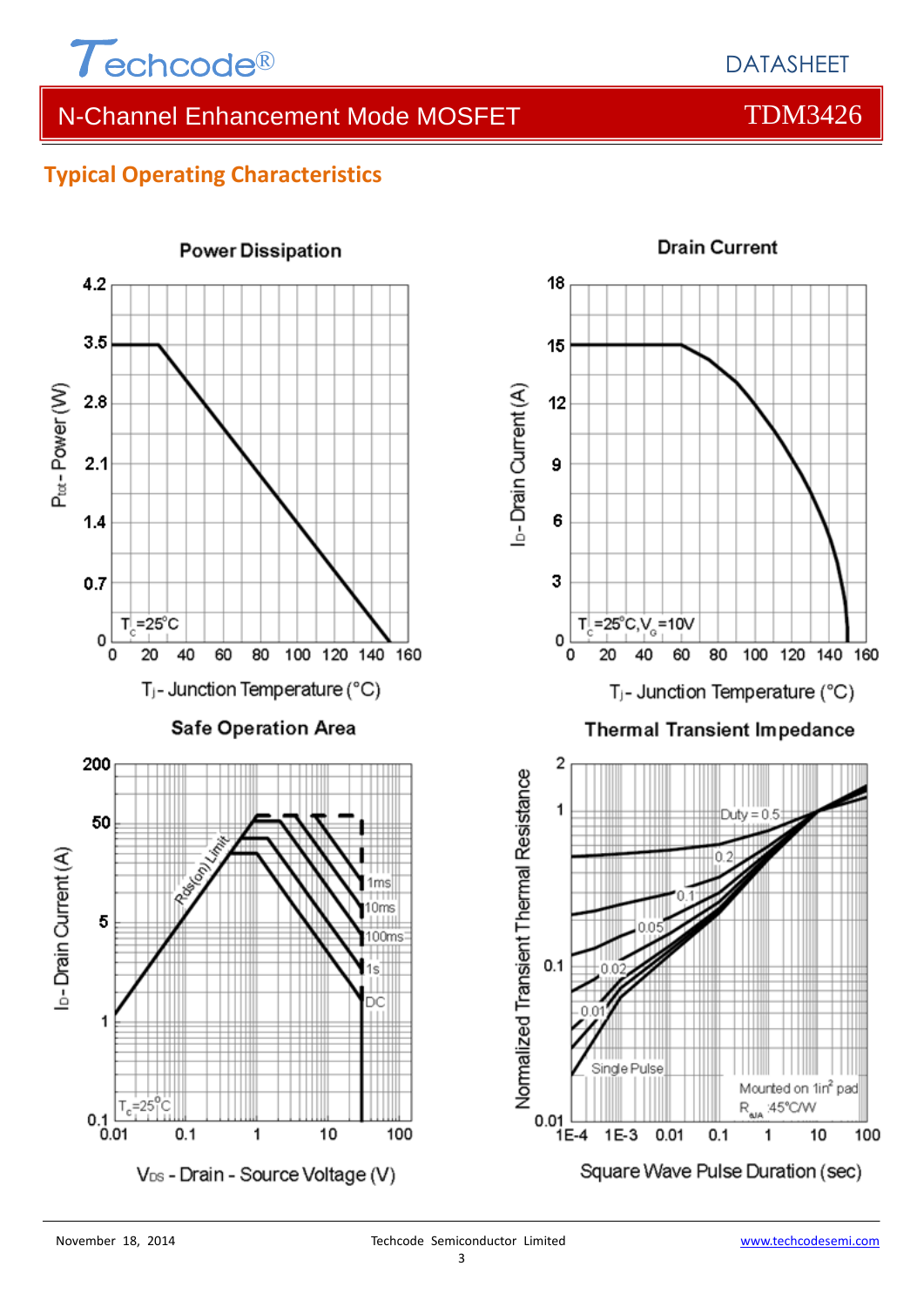## Typical Operating Characteristics

**Power Dissipation**

$P_{tot}$ - Power (W)

4.2
3.5
2.8
2.1
1.4
0.7
0

0 20 40 60 80 100 120 140 160

$T_C$=25°C

$T_J$ - Junction Temperature (°C)

**Drain Current**

$I_D$ - Drain Current (A)

18
15
12
9
6
3
0

0 20 40 60 80 100 120 140 160

$T_C$=25°C, $V_G$=10V

$T_J$ - Junction Temperature (°C)

**Safe Operation Area**

$I_D$ - Drain Current (A)

200
50
5
1
0.1

0.01 0.1 1 10 100

Rds(on) Limit

1ms
10ms
100ms
1s
DC

$T_C$=25°C

$V_{DS}$ - Drain - Source Voltage (V)

**Thermal Transient Impedance**

Normalized Transient Thermal Resistance

2
1
0.1
0.01

1E-4 1E-3 0.01 0.1 1 10 100

Duty = 0.5
0.2
0.1
0.05
0.02
0.01
Single Pulse

Mounted on 1in² pad
$R_{\theta JA}$ :45°C/W

Square Wave Pulse Duration (sec)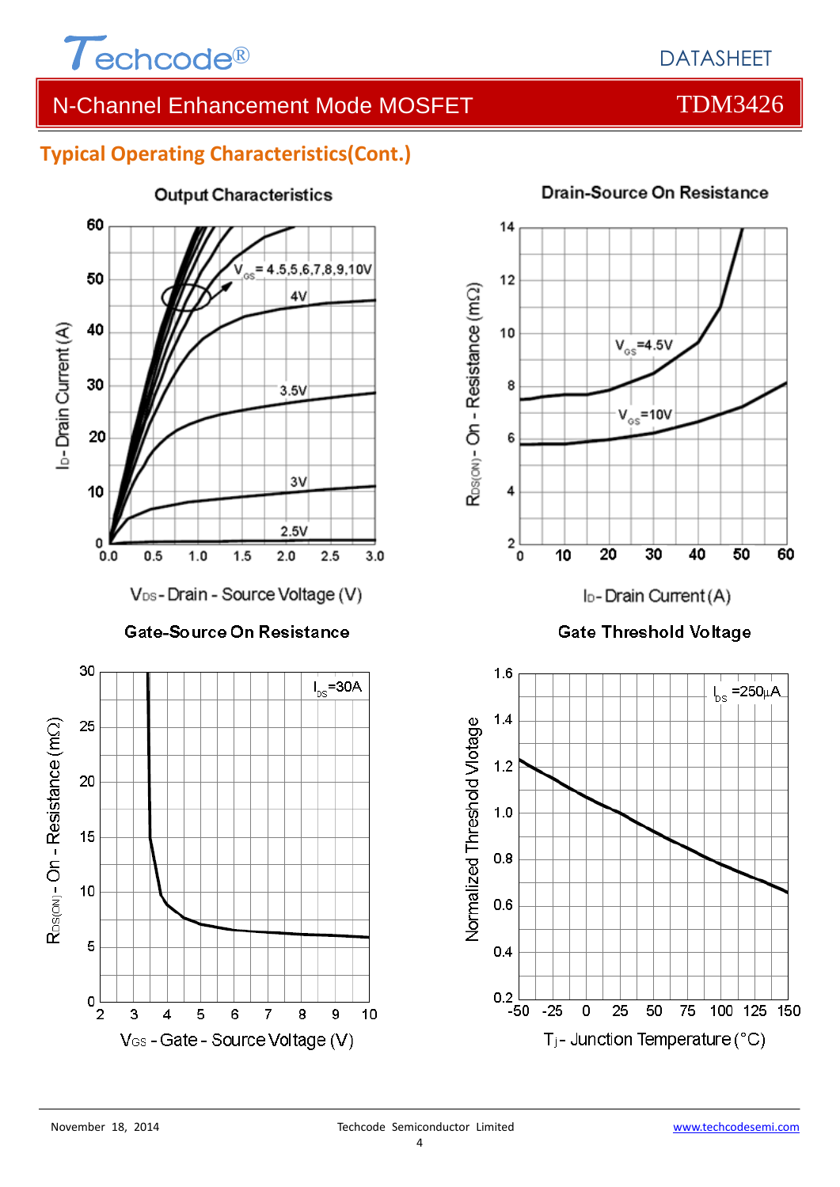## Typical Operating Characteristics(Cont.)

**Output Characteristics**

$V_{GS}$= 4.5,5,6,7,8,9,10V

4V

3.5V

3V

2.5V

60
50
40
30
20
10
0

0.0 0.5 1.0 1.5 2.0 2.5 3.0

$I_D$ - Drain Current (A)

$V_{DS}$ - Drain - Source Voltage (V)

**Drain-Source On Resistance**

$V_{GS}$=4.5V

$V_{GS}$=10V

14
12
10
8
6
4
2

0 10 20 30 40 50 60

$R_{DS(ON)}$ - On - Resistance (mΩ)

$I_D$ - Drain Current (A)

**Gate-Source On Resistance**

$I_{DS}$=30A

30
25
20
15
10
5
0

2 3 4 5 6 7 8 9 10

$R_{DS(ON)}$ - On - Resistance (mΩ)

$V_{GS}$ - Gate - Source Voltage (V)

**Gate Threshold Voltage**

$I_{DS}$ =250μA

1.6
1.4
1.2
1.0
0.8
0.6
0.4
0.2

-50 -25 0 25 50 75 100 125 150

Normalized Threshold Vlotage

$T_j$ - Junction Temperature (°C)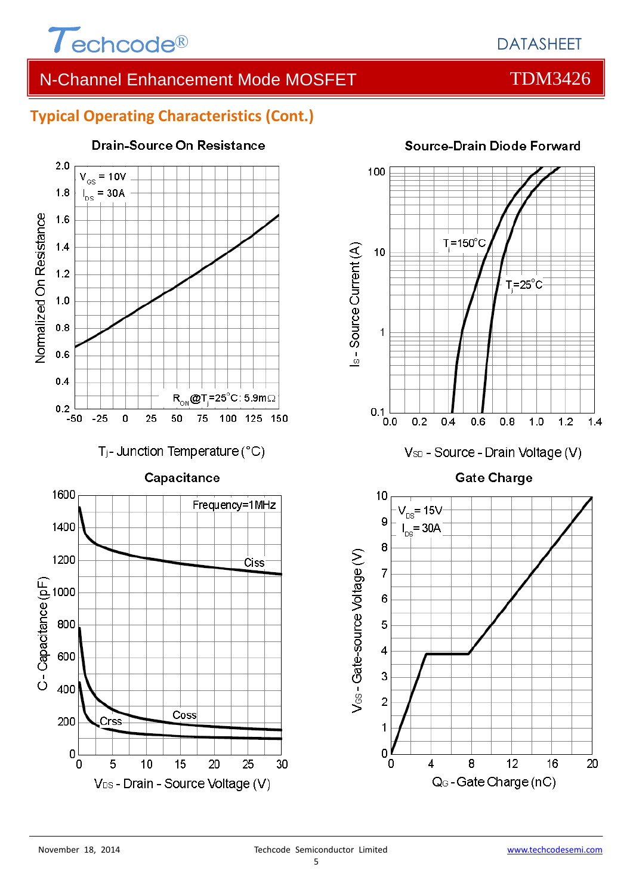## Typical Operating Characteristics (Cont.)

**Drain-Source On Resistance**

$V_{GS}$ = 10V
$I_{DS}$ = 30A

$R_{ON}$@$T_j$=25°C: 5.9mΩ

Normalized On Resistance

2.0
1.8
1.6
1.4
1.2
1.0
0.8
0.6
0.4
0.2

-50 -25 0 25 50 75 100 125 150

$T_j$ - Junction Temperature (°C)

**Source-Drain Diode Forward**

$T_j$=150°C
$T_j$=25°C

$I_S$ - Source Current (A)

100
10
1
0.1

0.0 0.2 0.4 0.6 0.8 1.0 1.2 1.4

$V_{SD}$ - Source - Drain Voltage (V)

**Capacitance**

Frequency=1MHz

Ciss
Coss
Crss

C - Capacitance (pF)

1600
1400
1200
1000
800
600
400
200
0

0 5 10 15 20 25 30

$V_{DS}$ - Drain - Source Voltage (V)

**Gate Charge**

$V_{DS}$= 15V
$I_{DS}$= 30A

$V_{GS}$ - Gate-source Voltage (V)

10
9
8
7
6
5
4
3
2
1
0

0 4 8 12 16 20

$Q_G$ - Gate Charge (nC)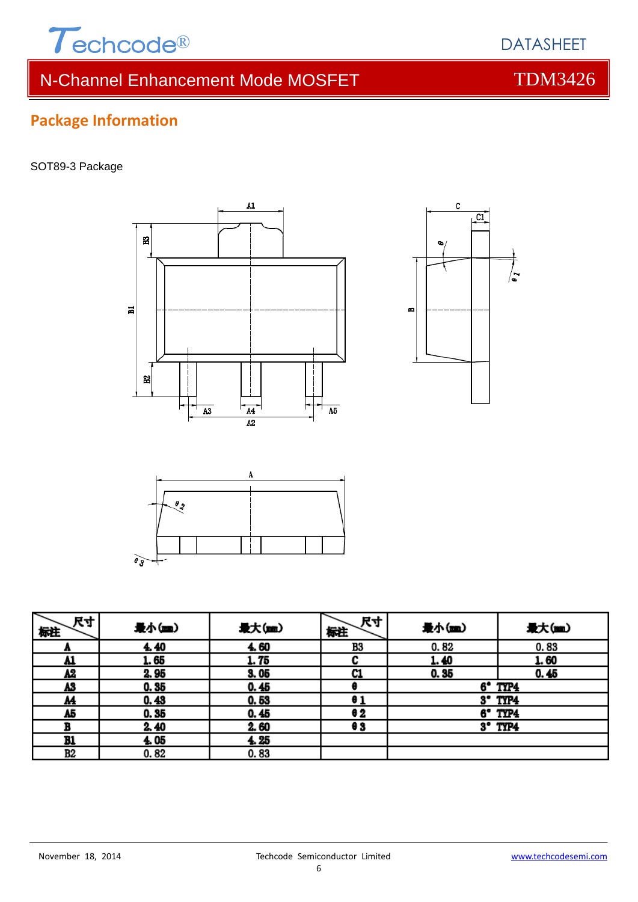## Package Information

SOT89-3 Package

A1

B3

B1

B2

A3

A4

A5

A2

C

C1

θ

θ 1

B

A

θ 2

θ 3

| 尺寸 标注 | 最小(mm) | 最大(mm) | 尺寸 标注 | 最小(mm) | 最大(mm) |
|---|---|---|---|---|---|
| A | 4.40 | 4.60 | B3 | 0.82 | 0.83 |
| A1 | 1.65 | 1.75 | C | 1.40 | 1.60 |
| A2 | 2.95 | 3.05 | C1 | 0.35 | 0.45 |
| A3 | 0.35 | 0.45 | θ | 6° TYP4 | |
| A4 | 0.43 | 0.53 | θ 1 | 3° TYP4 | |
| A5 | 0.35 | 0.45 | θ 2 | 6° TYP4 | |
| B | 2.40 | 2.60 | θ 3 | 3° TYP4 | |
| B1 | 4.05 | 4.25 | | | |
| B2 | 0.82 | 0.83 | | | |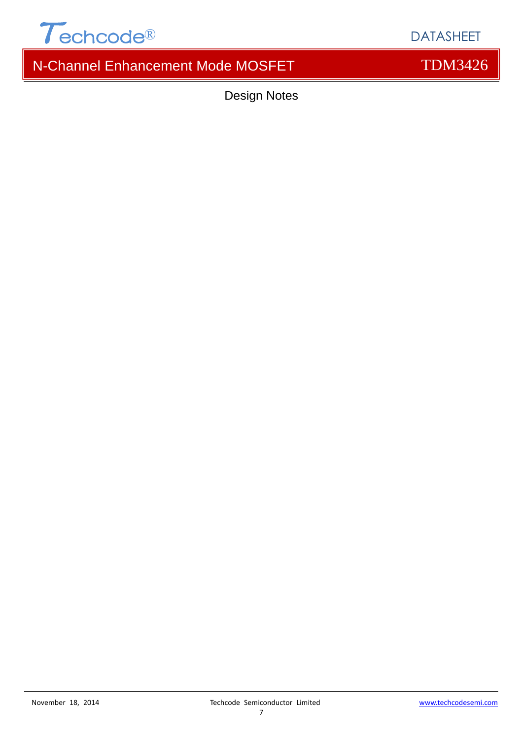Design Notes